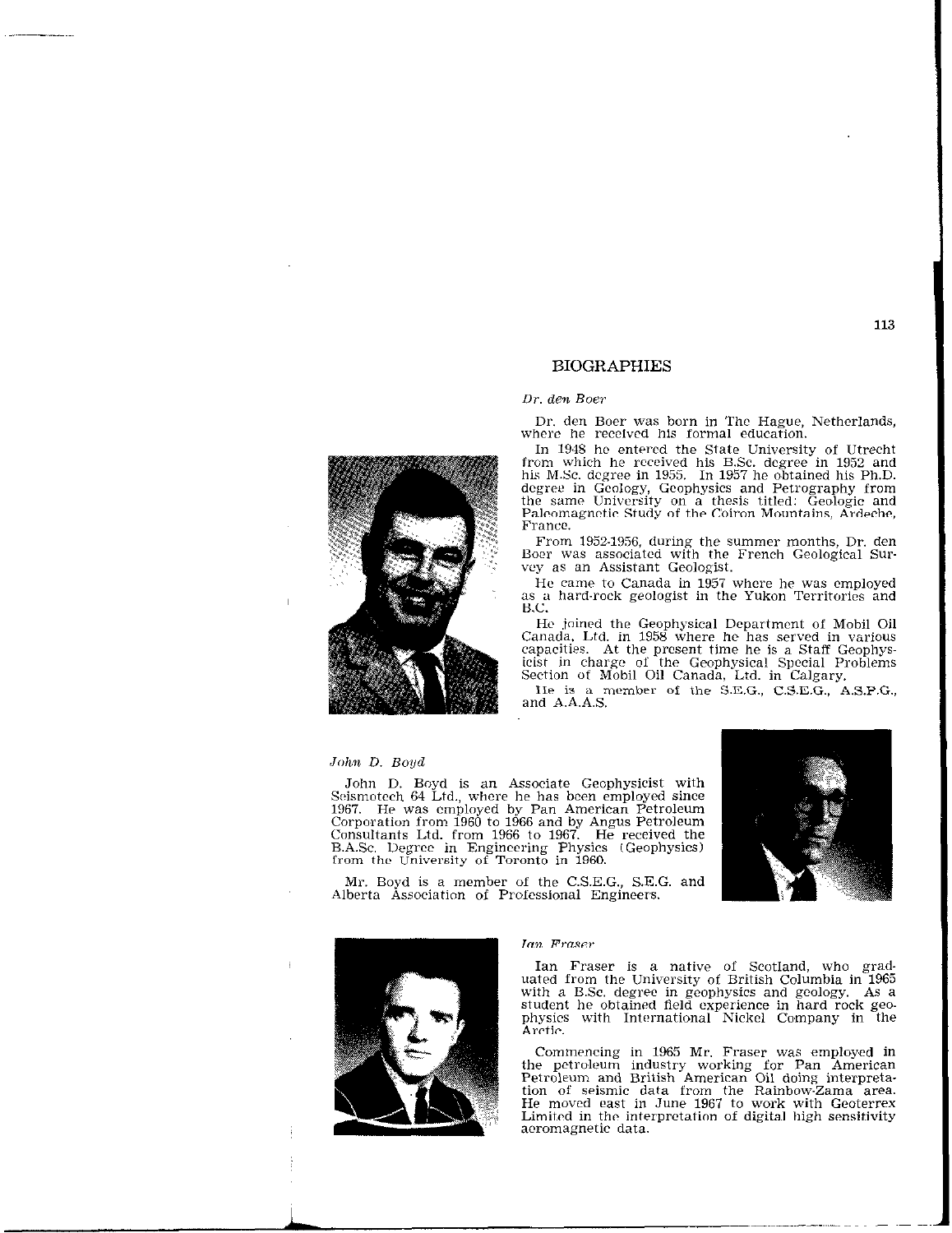# BIOGRAPHIES

### *Dr. den Boer*

Dr. den Boer was born in The Hague, Netherlands, where he received his formal education.

In 1948 he entered the State University of Utrecht from which he received his B.Sc. degree in 1952 and his M.Sc. degree in 1955. In 1957 he obtained his Ph.D. degree in Geology, Geophysics and Petrography from the same University on a thesis titled: Geologic and Paleomagnetic Study of the Coiron Mountains, Ardeche, France.

From 1952-1956, during the summer months, Dr. den Boer was associated with the French Geological Survey as an Assistant Geologist.

He came to Canada in 1957 where he was employed as a hard-rock geologist in the Yukon Territories and B.C.

He joined the Geophysical Department of Mobil Oil Canada, Ltd. in 1958 where he has served in various capacities. At the present time he is a Staff Geophysicist in charge of the Geophysical Special Problems Section of Mobil Oil Canada, Ltd. in Calgary.

He is a member of the S.E.G., C.S.E.G., A.S.P.G., and A.A.A.S.

### *John D. Boyd*

John D. Boyd is an Associate Geophysicist with Seismotech 64 Ltd., where he has been employed since 1967. He was employed by Pan American Petroleum Corporation from 1960 to 1966 and by Angus Petroleum Consultants Ltd. from 1966 to 1967. He received the B.A.Sc. Degree in Engineering Physics (Geophysics) from the University of Toronto in 1960.

Mr. Boyd is a member of the C.S.E.G., S.E.G. and Alberta Association of Professional Engineers.

### *Ian Fraser*

Ian Fraser is a native of Scotland, who graduated from the University of British Columbia in 1965 with a B.Sc. degree in geophysics and geology. As a student he obtained field experience in hard rock geophysics with International Nickel Company in the Arctic.

Commencing in 1965 Mr. Fraser was employed in the petroleum industry working for Pan American Petroleum and British American Oil doing interpretation of seismic data from the Rainbow-Zama area. He moved east in June 1967 to work with Geoterrex Limited in the interpretation of digital high sensitivity aeromagnetic data.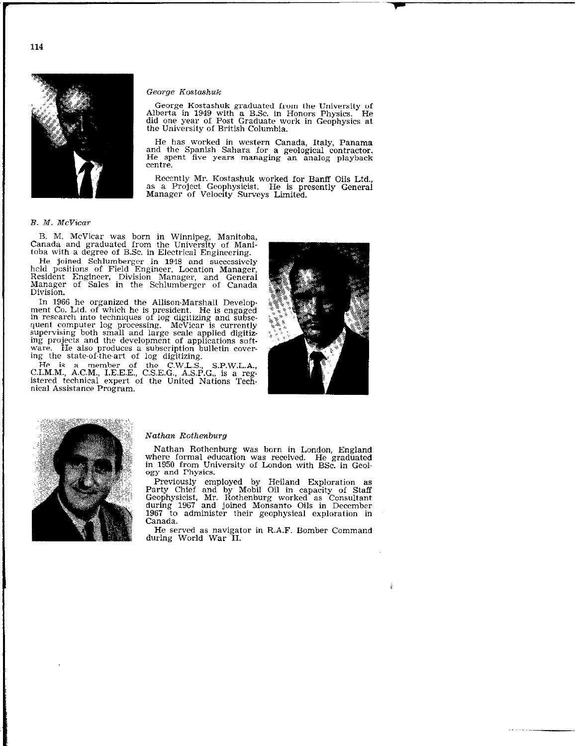*George Kostashuk*

George Kostashuk graduated from the University of Alberta in 1949 with a B.Sc. in Honors Physics. He did one year of Post Graduate work in Geophysics at the University of British Columbia.

He has worked in western Canada, Italy, Panama and the Spanish Sahara for a geological contractor. He spent five years managing an analog playback centre.

Recently Mr. Kostashuk worked for Banff Oils Ltd., as a Project Geophysicist. He is presently General Manager of Velocity Surveys Limited.

*B. M. McVicar*

B. M. McVicar was born in Winnipeg, Manitoba, Canada and graduated from the University of Manitoba with a degree of B.Sc. in Electrical Engineering.

He joined Schlumberger in 1948 and successively held positions of Field Engineer, Location Manager, Resident Engineer, Division Manager, and General Manager of Sales in the Schlumberger of Canada Division.

In 1966 he organized the Allison-Marshall Development Co. Ltd. of which he is president. He is engaged in research into techniques of log digitizing and subsequent computer log processing. McVicar is currently supervising both small and large scale applied digitizing projects and the development of applications software. He also produces a subscription bulletin covering the state-of-the-art of log digitizing.

He is a member of the C.W.L.S., S.P.W.L.A., C.I.M.M., A.C.M., I.E.E.E., C.S.E.G., A.S.P.G., is a registered technical expert of the United Nations Technical Assistance Program.

*Nathan Rothenburg*

Nathan Rothenburg was born in London, England where formal education was received. He graduated in 1950 from University of London with BSc. in Geology and Physics.

Previously employed by Heiland Exploration as Party Chief and by Mobil Oil in capacity of Staff Geophysicist, Mr. Rothenburg worked as Consultant during 1967 and joined Monsanto Oils in December 1967 to administer their geophysical exploration in Canada.

He served as navigator in R.A.F. Bomber Command during World War II.